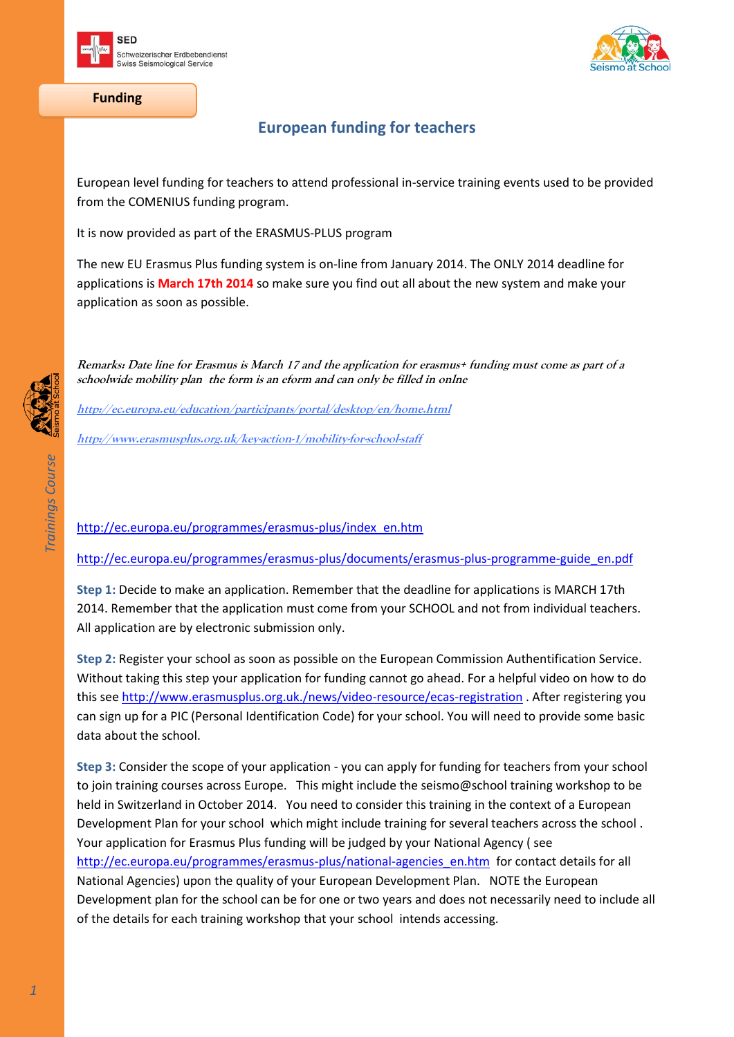SED
Schweizerischer Erdbebendienst
Swiss Seismological Service

**Funding**

## European funding for teachers

European level funding for teachers to attend professional in-service training events used to be provided from the COMENIUS funding program.

It is now provided as part of the ERASMUS-PLUS program

The new EU Erasmus Plus funding system is on-line from January 2014. The ONLY 2014 deadline for applications is **March 17th 2014** so make sure you find out all about the new system and make your application as soon as possible.

***Remarks: Date line for Erasmus is March 17 and the application for erasmus+ funding must come as part of a schoolwide mobility plan the form is an eform and can only be filled in onlne***

***http://ec.europa.eu/education/participants/portal/desktop/en/home.html***

***http://www.erasmusplus.org.uk/key-action-1/mobility-for-school-staff***

http://ec.europa.eu/programmes/erasmus-plus/index_en.htm

http://ec.europa.eu/programmes/erasmus-plus/documents/erasmus-plus-programme-guide_en.pdf

**Step 1:** Decide to make an application. Remember that the deadline for applications is MARCH 17th 2014. Remember that the application must come from your SCHOOL and not from individual teachers. All application are by electronic submission only.

**Step 2:** Register your school as soon as possible on the European Commission Authentification Service. Without taking this step your application for funding cannot go ahead. For a helpful video on how to do this see http://www.erasmusplus.org.uk./news/video-resource/ecas-registration . After registering you can sign up for a PIC (Personal Identification Code) for your school. You will need to provide some basic data about the school.

**Step 3:** Consider the scope of your application - you can apply for funding for teachers from your school to join training courses across Europe. This might include the seismo@school training workshop to be held in Switzerland in October 2014. You need to consider this training in the context of a European Development Plan for your school which might include training for several teachers across the school . Your application for Erasmus Plus funding will be judged by your National Agency ( see http://ec.europa.eu/programmes/erasmus-plus/national-agencies_en.htm for contact details for all National Agencies) upon the quality of your European Development Plan. NOTE the European Development plan for the school can be for one or two years and does not necessarily need to include all of the details for each training workshop that your school intends accessing.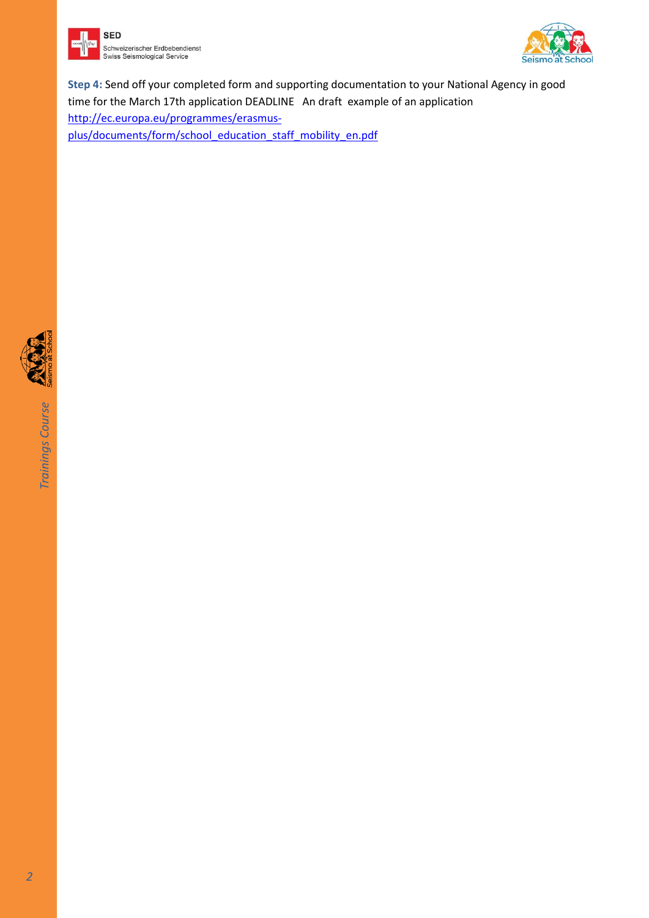**Step 4:** Send off your completed form and supporting documentation to your National Agency in good time for the March 17th application DEADLINE   An draft  example of an application [http://ec.europa.eu/programmes/erasmus-plus/documents/form/school_education_staff_mobility_en.pdf](http://ec.europa.eu/programmes/erasmus-plus/documents/form/school_education_staff_mobility_en.pdf)